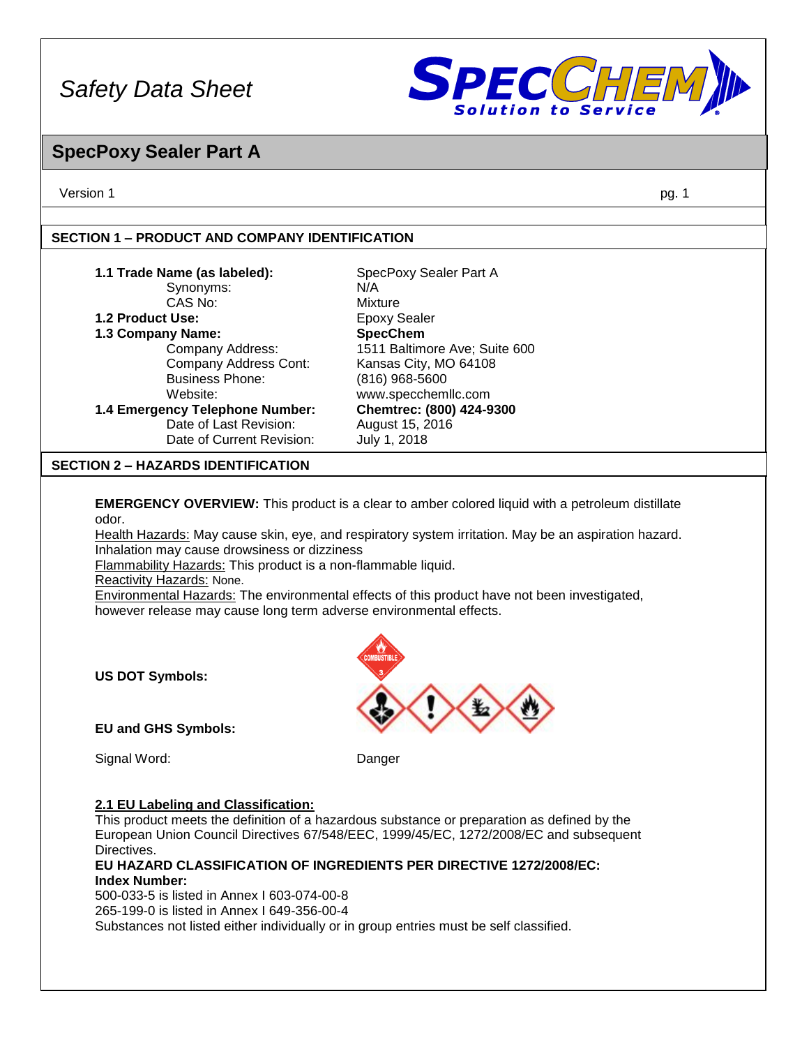# Safety Data Sheet

## SpecPoxy Sealer Part A

Version 1

### SECTION 1 – PRODUCT AND COMPANY IDENTIFICATION

| | |
|---|---|
| **1.1 Trade Name (as labeled):** | SpecPoxy Sealer Part A |
| Synonyms: | N/A |
| CAS No: | Mixture |
| **1.2 Product Use:** | Epoxy Sealer |
| **1.3 Company Name:** | **SpecChem** |
| Company Address: | 1511 Baltimore Ave; Suite 600 |
| Company Address Cont: | Kansas City, MO 64108 |
| Business Phone: | (816) 968-5600 |
| Website: | www.specchemllc.com |
| **1.4 Emergency Telephone Number:** | **Chemtrec: (800) 424-9300** |
| Date of Last Revision: | August 15, 2016 |
| Date of Current Revision: | July 1, 2018 |

### SECTION 2 – HAZARDS IDENTIFICATION

**EMERGENCY OVERVIEW:** This product is a clear to amber colored liquid with a petroleum distillate odor.

Health Hazards: May cause skin, eye, and respiratory system irritation. May be an aspiration hazard. Inhalation may cause drowsiness or dizziness

Flammability Hazards: This product is a non-flammable liquid.

Reactivity Hazards: None.

Environmental Hazards: The environmental effects of this product have not been investigated, however release may cause long term adverse environmental effects.

**US DOT Symbols:**

**EU and GHS Symbols:**

Signal Word: Danger

**2.1 EU Labeling and Classification:**

This product meets the definition of a hazardous substance or preparation as defined by the European Union Council Directives 67/548/EEC, 1999/45/EC, 1272/2008/EC and subsequent Directives.

**EU HAZARD CLASSIFICATION OF INGREDIENTS PER DIRECTIVE 1272/2008/EC:**

**Index Number:**

500-033-5 is listed in Annex I 603-074-00-8

265-199-0 is listed in Annex I 649-356-00-4

Substances not listed either individually or in group entries must be self classified.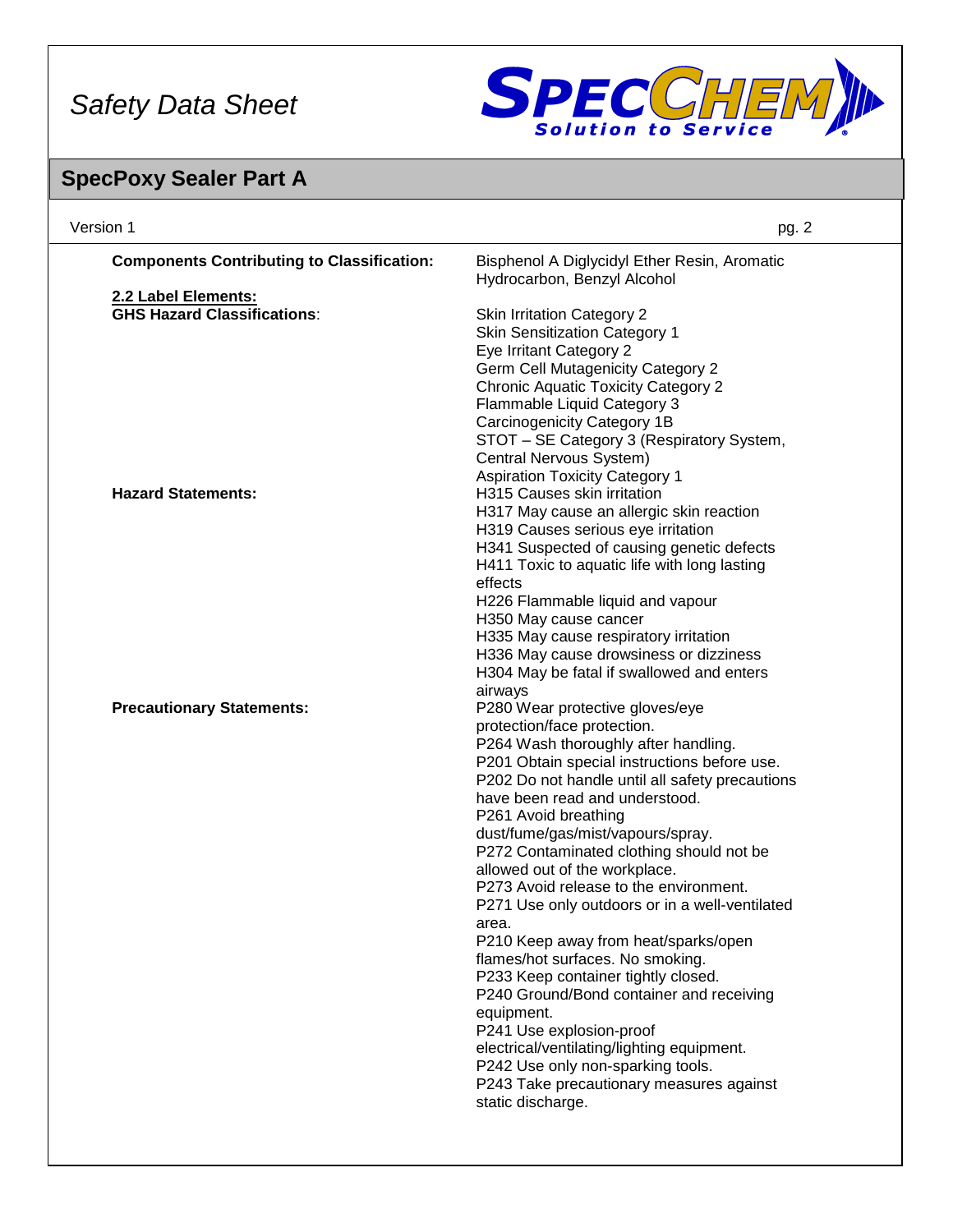**Components Contributing to Classification:** Bisphenol A Diglycidyl Ether Resin, Aromatic Hydrocarbon, Benzyl Alcohol

**2.2 Label Elements:**

**GHS Hazard Classifications**:

- Skin Irritation Category 2
- Skin Sensitization Category 1
- Eye Irritant Category 2
- Germ Cell Mutagenicity Category 2
- Chronic Aquatic Toxicity Category 2
- Flammable Liquid Category 3
- Carcinogenicity Category 1B
- STOT – SE Category 3 (Respiratory System, Central Nervous System)
- Aspiration Toxicity Category 1

**Hazard Statements:**

- H315 Causes skin irritation
- H317 May cause an allergic skin reaction
- H319 Causes serious eye irritation
- H341 Suspected of causing genetic defects
- H411 Toxic to aquatic life with long lasting effects
- H226 Flammable liquid and vapour
- H350 May cause cancer
- H335 May cause respiratory irritation
- H336 May cause drowsiness or dizziness
- H304 May be fatal if swallowed and enters airways

**Precautionary Statements:**

- P280 Wear protective gloves/eye protection/face protection.
- P264 Wash thoroughly after handling.
- P201 Obtain special instructions before use.
- P202 Do not handle until all safety precautions have been read and understood.
- P261 Avoid breathing dust/fume/gas/mist/vapours/spray.
- P272 Contaminated clothing should not be allowed out of the workplace.
- P273 Avoid release to the environment.
- P271 Use only outdoors or in a well-ventilated area.
- P210 Keep away from heat/sparks/open flames/hot surfaces. No smoking.
- P233 Keep container tightly closed.
- P240 Ground/Bond container and receiving equipment.
- P241 Use explosion-proof electrical/ventilating/lighting equipment.
- P242 Use only non-sparking tools.
- P243 Take precautionary measures against static discharge.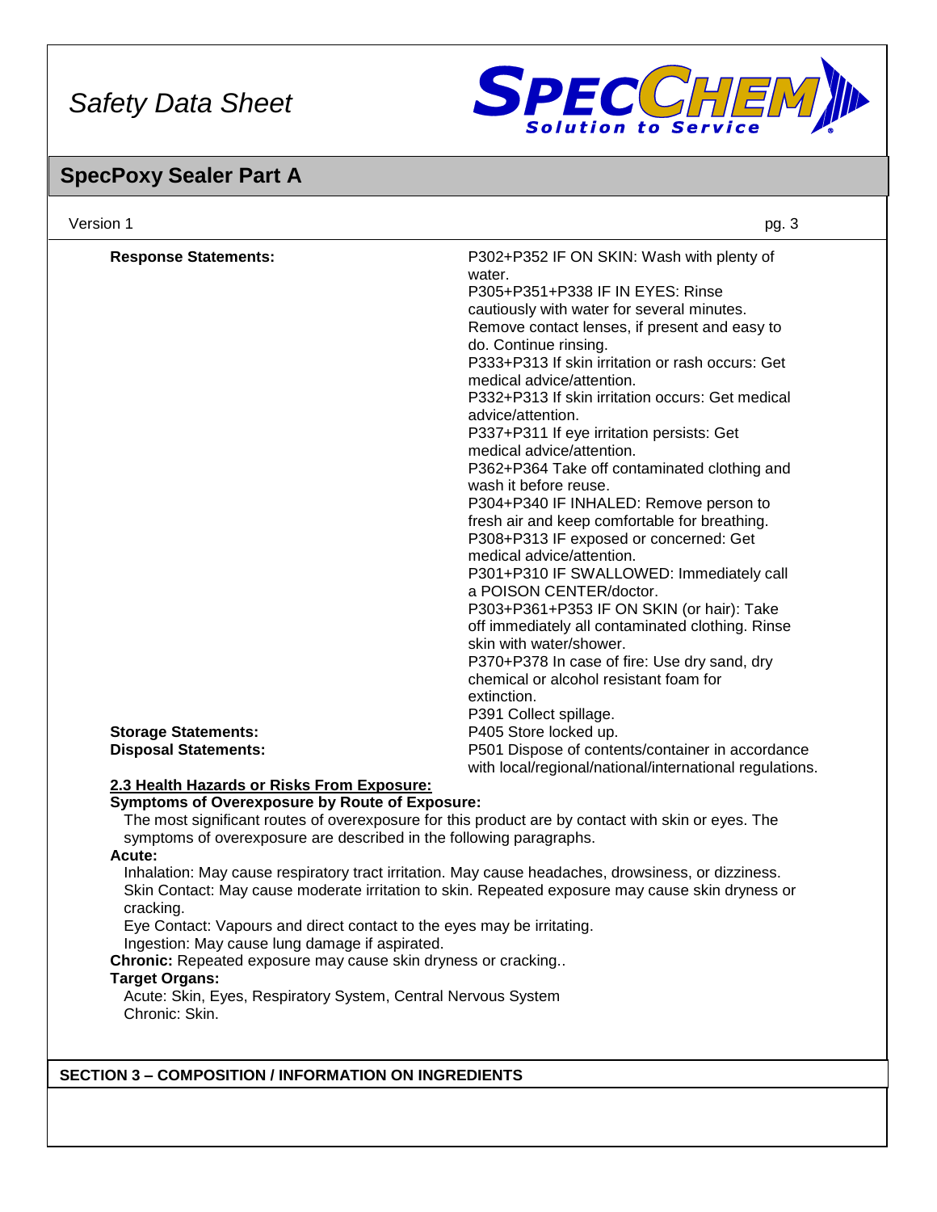**Response Statements:**

P302+P352 IF ON SKIN: Wash with plenty of water.
P305+P351+P338 IF IN EYES: Rinse cautiously with water for several minutes. Remove contact lenses, if present and easy to do. Continue rinsing.
P333+P313 If skin irritation or rash occurs: Get medical advice/attention.
P332+P313 If skin irritation occurs: Get medical advice/attention.
P337+P311 If eye irritation persists: Get medical advice/attention.
P362+P364 Take off contaminated clothing and wash it before reuse.
P304+P340 IF INHALED: Remove person to fresh air and keep comfortable for breathing.
P308+P313 IF exposed or concerned: Get medical advice/attention.
P301+P310 IF SWALLOWED: Immediately call a POISON CENTER/doctor.
P303+P361+P353 IF ON SKIN (or hair): Take off immediately all contaminated clothing. Rinse skin with water/shower.
P370+P378 In case of fire: Use dry sand, dry chemical or alcohol resistant foam for extinction.
P391 Collect spillage.

**Storage Statements:** P405 Store locked up.

**Disposal Statements:** P501 Dispose of contents/container in accordance with local/regional/national/international regulations.

**2.3 Health Hazards or Risks From Exposure:**

**Symptoms of Overexposure by Route of Exposure:**

The most significant routes of overexposure for this product are by contact with skin or eyes. The symptoms of overexposure are described in the following paragraphs.

**Acute:**

Inhalation: May cause respiratory tract irritation. May cause headaches, drowsiness, or dizziness.
Skin Contact: May cause moderate irritation to skin. Repeated exposure may cause skin dryness or cracking.
Eye Contact: Vapours and direct contact to the eyes may be irritating.
Ingestion: May cause lung damage if aspirated.

**Chronic:** Repeated exposure may cause skin dryness or cracking..

**Target Organs:**

Acute: Skin, Eyes, Respiratory System, Central Nervous System
Chronic: Skin.

## SECTION 3 – COMPOSITION / INFORMATION ON INGREDIENTS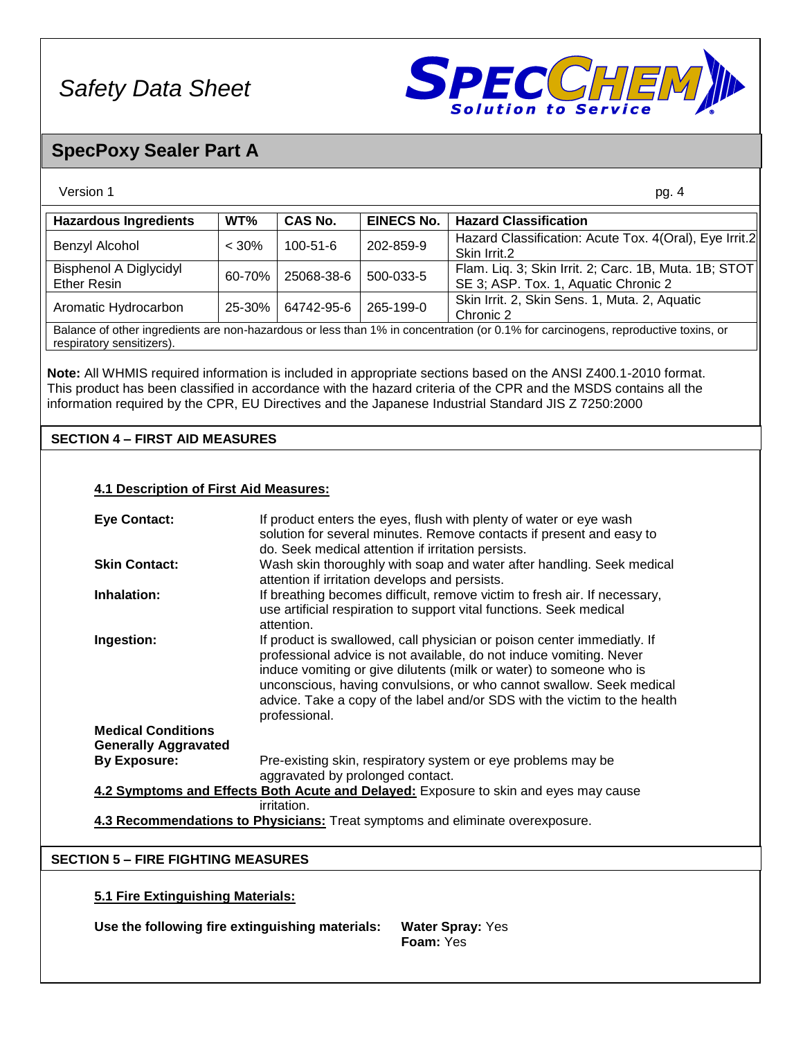# Safety Data Sheet

## SpecPoxy Sealer Part A

Version 1

| Hazardous Ingredients | WT% | CAS No. | EINECS No. | Hazard Classification |
|---|---|---|---|---|
| Benzyl Alcohol | < 30% | 100-51-6 | 202-859-9 | Hazard Classification: Acute Tox. 4(Oral), Eye Irrit.2 Skin Irrit.2 |
| Bisphenol A Diglycidyl Ether Resin | 60-70% | 25068-38-6 | 500-033-5 | Flam. Liq. 3; Skin Irrit. 2; Carc. 1B, Muta. 1B; STOT SE 3; ASP. Tox. 1, Aquatic Chronic 2 |
| Aromatic Hydrocarbon | 25-30% | 64742-95-6 | 265-199-0 | Skin Irrit. 2, Skin Sens. 1, Muta. 2, Aquatic Chronic 2 |
| Balance of other ingredients are non-hazardous or less than 1% in concentration (or 0.1% for carcinogens, reproductive toxins, or respiratory sensitizers). | | | | |

**Note:** All WHMIS required information is included in appropriate sections based on the ANSI Z400.1-2010 format. This product has been classified in accordance with the hazard criteria of the CPR and the MSDS contains all the information required by the CPR, EU Directives and the Japanese Industrial Standard JIS Z 7250:2000

## SECTION 4 – FIRST AID MEASURES

### 4.1 Description of First Aid Measures:

**Eye Contact:** If product enters the eyes, flush with plenty of water or eye wash solution for several minutes. Remove contacts if present and easy to do. Seek medical attention if irritation persists.

**Skin Contact:** Wash skin thoroughly with soap and water after handling. Seek medical attention if irritation develops and persists.

**Inhalation:** If breathing becomes difficult, remove victim to fresh air. If necessary, use artificial respiration to support vital functions. Seek medical attention.

**Ingestion:** If product is swallowed, call physician or poison center immediatly. If professional advice is not available, do not induce vomiting. Never induce vomiting or give dilutents (milk or water) to someone who is unconscious, having convulsions, or who cannot swallow. Seek medical advice. Take a copy of the label and/or SDS with the victim to the health professional.

**Medical Conditions Generally Aggravated By Exposure:** Pre-existing skin, respiratory system or eye problems may be aggravated by prolonged contact.

**4.2 Symptoms and Effects Both Acute and Delayed:** Exposure to skin and eyes may cause irritation.

**4.3 Recommendations to Physicians:** Treat symptoms and eliminate overexposure.

## SECTION 5 – FIRE FIGHTING MEASURES

### 5.1 Fire Extinguishing Materials:

**Use the following fire extinguishing materials:**

**Water Spray:** Yes
**Foam:** Yes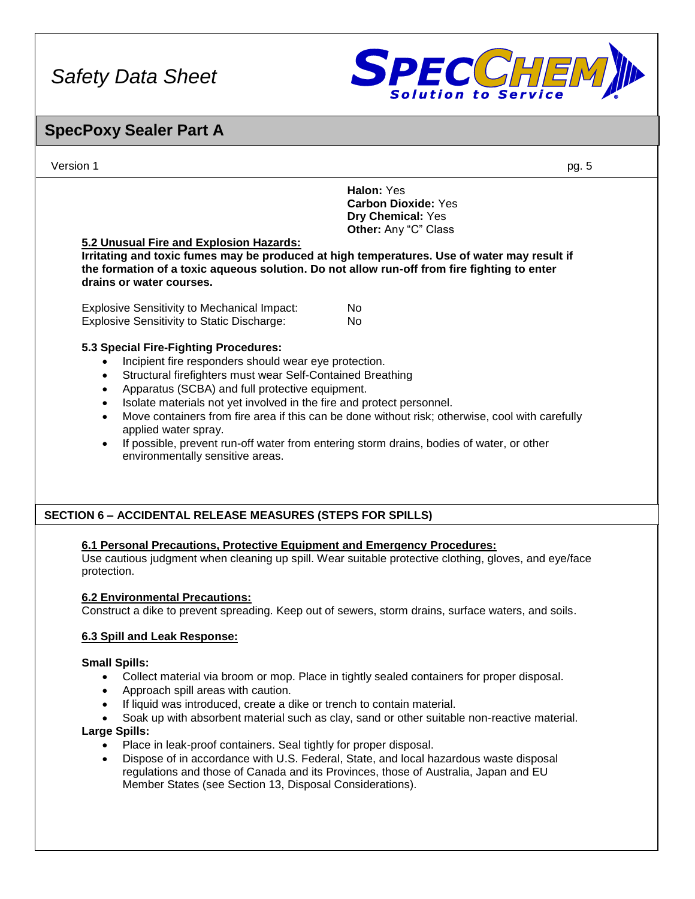**Halon:** Yes
**Carbon Dioxide:** Yes
**Dry Chemical:** Yes
**Other:** Any "C" Class

**5.2 Unusual Fire and Explosion Hazards:**

**Irritating and toxic fumes may be produced at high temperatures. Use of water may result if the formation of a toxic aqueous solution. Do not allow run-off from fire fighting to enter drains or water courses.**

| | |
|---|---|
| Explosive Sensitivity to Mechanical Impact: | No |
| Explosive Sensitivity to Static Discharge: | No |

**5.3 Special Fire-Fighting Procedures:**

- Incipient fire responders should wear eye protection.
- Structural firefighters must wear Self-Contained Breathing
- Apparatus (SCBA) and full protective equipment.
- Isolate materials not yet involved in the fire and protect personnel.
- Move containers from fire area if this can be done without risk; otherwise, cool with carefully applied water spray.
- If possible, prevent run-off water from entering storm drains, bodies of water, or other environmentally sensitive areas.

## SECTION 6 – ACCIDENTAL RELEASE MEASURES (STEPS FOR SPILLS)

**6.1 Personal Precautions, Protective Equipment and Emergency Procedures:**

Use cautious judgment when cleaning up spill. Wear suitable protective clothing, gloves, and eye/face protection.

**6.2 Environmental Precautions:**

Construct a dike to prevent spreading. Keep out of sewers, storm drains, surface waters, and soils.

**6.3 Spill and Leak Response:**

**Small Spills:**

- Collect material via broom or mop. Place in tightly sealed containers for proper disposal.
- Approach spill areas with caution.
- If liquid was introduced, create a dike or trench to contain material.
- Soak up with absorbent material such as clay, sand or other suitable non-reactive material.

**Large Spills:**

- Place in leak-proof containers. Seal tightly for proper disposal.
- Dispose of in accordance with U.S. Federal, State, and local hazardous waste disposal regulations and those of Canada and its Provinces, those of Australia, Japan and EU Member States (see Section 13, Disposal Considerations).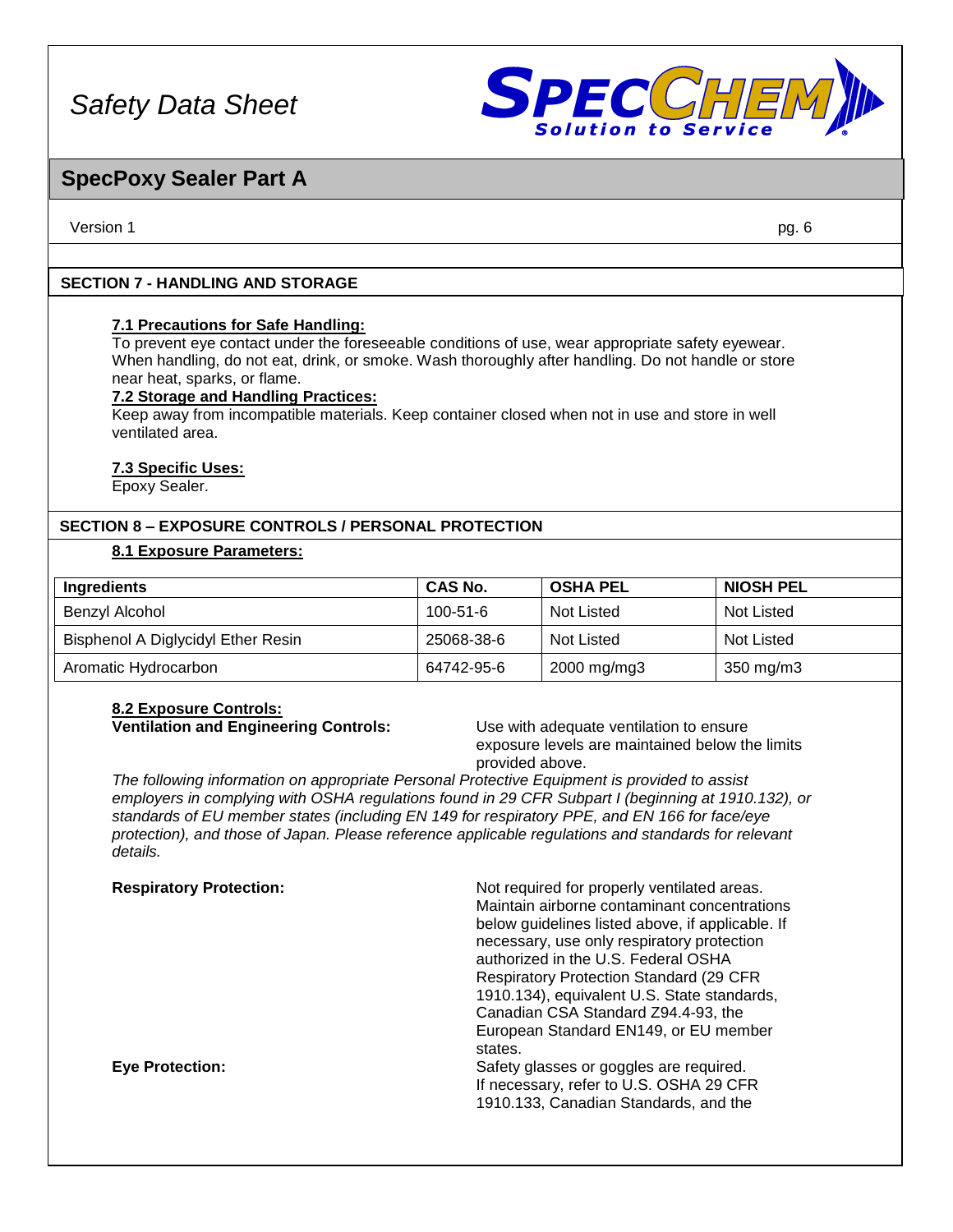## SECTION 7 - HANDLING AND STORAGE

**7.1 Precautions for Safe Handling:**

To prevent eye contact under the foreseeable conditions of use, wear appropriate safety eyewear. When handling, do not eat, drink, or smoke. Wash thoroughly after handling. Do not handle or store near heat, sparks, or flame.

**7.2 Storage and Handling Practices:**

Keep away from incompatible materials. Keep container closed when not in use and store in well ventilated area.

**7.3 Specific Uses:**

Epoxy Sealer.

## SECTION 8 – EXPOSURE CONTROLS / PERSONAL PROTECTION

**8.1 Exposure Parameters:**

| Ingredients | CAS No. | OSHA PEL | NIOSH PEL |
|---|---|---|---|
| Benzyl Alcohol | 100-51-6 | Not Listed | Not Listed |
| Bisphenol A Diglycidyl Ether Resin | 25068-38-6 | Not Listed | Not Listed |
| Aromatic Hydrocarbon | 64742-95-6 | 2000 mg/mg3 | 350 mg/m3 |

**8.2 Exposure Controls:**

**Ventilation and Engineering Controls:** Use with adequate ventilation to ensure exposure levels are maintained below the limits provided above.

*The following information on appropriate Personal Protective Equipment is provided to assist employers in complying with OSHA regulations found in 29 CFR Subpart I (beginning at 1910.132), or standards of EU member states (including EN 149 for respiratory PPE, and EN 166 for face/eye protection), and those of Japan. Please reference applicable regulations and standards for relevant details.*

**Respiratory Protection:** Not required for properly ventilated areas. Maintain airborne contaminant concentrations below guidelines listed above, if applicable. If necessary, use only respiratory protection authorized in the U.S. Federal OSHA Respiratory Protection Standard (29 CFR 1910.134), equivalent U.S. State standards, Canadian CSA Standard Z94.4-93, the European Standard EN149, or EU member states.

**Eye Protection:** Safety glasses or goggles are required. If necessary, refer to U.S. OSHA 29 CFR 1910.133, Canadian Standards, and the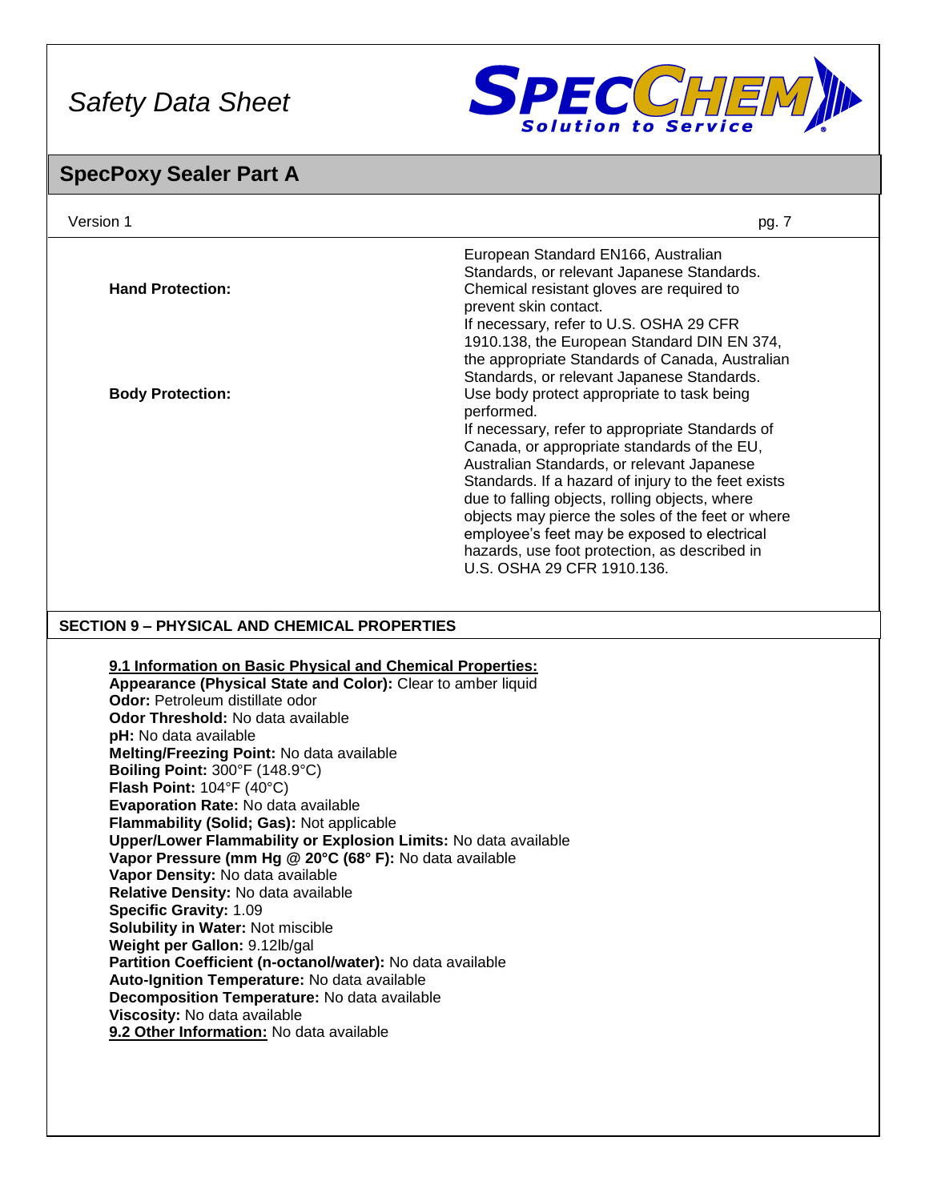European Standard EN166, Australian Standards, or relevant Japanese Standards.

**Hand Protection:** Chemical resistant gloves are required to prevent skin contact.
If necessary, refer to U.S. OSHA 29 CFR 1910.138, the European Standard DIN EN 374, the appropriate Standards of Canada, Australian Standards, or relevant Japanese Standards.

**Body Protection:** Use body protect appropriate to task being performed.
If necessary, refer to appropriate Standards of Canada, or appropriate standards of the EU, Australian Standards, or relevant Japanese Standards. If a hazard of injury to the feet exists due to falling objects, rolling objects, where objects may pierce the soles of the feet or where employee's feet may be exposed to electrical hazards, use foot protection, as described in U.S. OSHA 29 CFR 1910.136.

## SECTION 9 – PHYSICAL AND CHEMICAL PROPERTIES

**9.1 Information on Basic Physical and Chemical Properties:**
**Appearance (Physical State and Color):** Clear to amber liquid
**Odor:** Petroleum distillate odor
**Odor Threshold:** No data available
**pH:** No data available
**Melting/Freezing Point:** No data available
**Boiling Point:** 300°F (148.9°C)
**Flash Point:** 104°F (40°C)
**Evaporation Rate:** No data available
**Flammability (Solid; Gas):** Not applicable
**Upper/Lower Flammability or Explosion Limits:** No data available
**Vapor Pressure (mm Hg @ 20°C (68° F):** No data available
**Vapor Density:** No data available
**Relative Density:** No data available
**Specific Gravity:** 1.09
**Solubility in Water:** Not miscible
**Weight per Gallon:** 9.12lb/gal
**Partition Coefficient (n-octanol/water):** No data available
**Auto-Ignition Temperature:** No data available
**Decomposition Temperature:** No data available
**Viscosity:** No data available
**9.2 Other Information:** No data available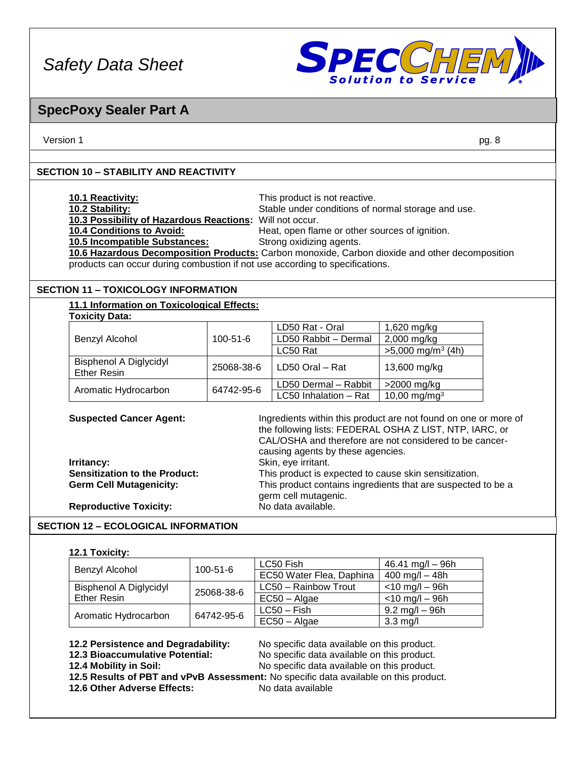## SECTION 10 – STABILITY AND REACTIVITY

**10.1 Reactivity:** This product is not reactive.
**10.2 Stability:** Stable under conditions of normal storage and use.
**10.3 Possibility of Hazardous Reactions:** Will not occur.
**10.4 Conditions to Avoid:** Heat, open flame or other sources of ignition.
**10.5 Incompatible Substances:** Strong oxidizing agents.
**10.6 Hazardous Decomposition Products:** Carbon monoxide, Carbon dioxide and other decomposition products can occur during combustion if not use according to specifications.

## SECTION 11 – TOXICOLOGY INFORMATION

**11.1 Information on Toxicological Effects:**

**Toxicity Data:**

| | | | |
|---|---|---|---|
| Benzyl Alcohol | 100-51-6 | LD50 Rat - Oral | 1,620 mg/kg |
| | | LD50 Rabbit – Dermal | 2,000 mg/kg |
| | | LC50 Rat | >5,000 mg/m$^3$ (4h) |
| Bisphenol A Diglycidyl Ether Resin | 25068-38-6 | LD50 Oral – Rat | 13,600 mg/kg |
| Aromatic Hydrocarbon | 64742-95-6 | LD50 Dermal – Rabbit | >2000 mg/kg |
| | | LC50 Inhalation – Rat | 10,00 mg/mg$^3$ |

**Suspected Cancer Agent:** Ingredients within this product are not found on one or more of the following lists: FEDERAL OSHA Z LIST, NTP, IARC, or CAL/OSHA and therefore are not considered to be cancer-causing agents by these agencies.
**Irritancy:** Skin, eye irritant.
**Sensitization to the Product:** This product is expected to cause skin sensitization.
**Germ Cell Mutagenicity:** This product contains ingredients that are suspected to be a germ cell mutagenic.
**Reproductive Toxicity:** No data available.

## SECTION 12 – ECOLOGICAL INFORMATION

**12.1 Toxicity:**

| | | | |
|---|---|---|---|
| Benzyl Alcohol | 100-51-6 | LC50 Fish | 46.41 mg/l – 96h |
| | | EC50 Water Flea, Daphina | 400 mg/l – 48h |
| Bisphenol A Diglycidyl Ether Resin | 25068-38-6 | LC50 – Rainbow Trout | <10 mg/l – 96h |
| | | EC50 – Algae | <10 mg/l – 96h |
| Aromatic Hydrocarbon | 64742-95-6 | LC50 – Fish | 9.2 mg/l – 96h |
| | | EC50 – Algae | 3.3 mg/l |

**12.2 Persistence and Degradability:** No specific data available on this product.
**12.3 Bioaccumulative Potential:** No specific data available on this product.
**12.4 Mobility in Soil:** No specific data available on this product.
**12.5 Results of PBT and vPvB Assessment:** No specific data available on this product.
**12.6 Other Adverse Effects:** No data available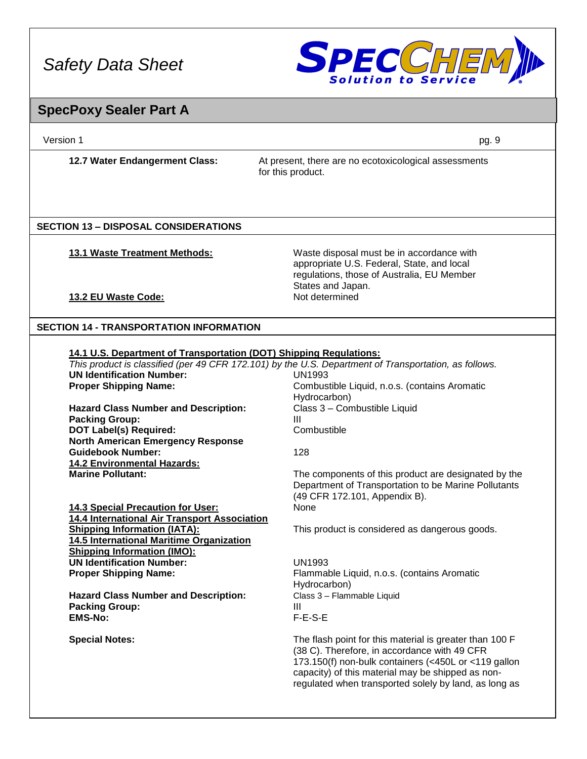**12.7 Water Endangerment Class:** At present, there are no ecotoxicological assessments for this product.

## SECTION 13 – DISPOSAL CONSIDERATIONS

**13.1 Waste Treatment Methods:** Waste disposal must be in accordance with appropriate U.S. Federal, State, and local regulations, those of Australia, EU Member States and Japan.

**13.2 EU Waste Code:** Not determined

## SECTION 14 - TRANSPORTATION INFORMATION

**14.1 U.S. Department of Transportation (DOT) Shipping Regulations:**

*This product is classified (per 49 CFR 172.101) by the U.S. Department of Transportation, as follows.*

**UN Identification Number:** UN1993

**Proper Shipping Name:** Combustible Liquid, n.o.s. (contains Aromatic Hydrocarbon)

**Hazard Class Number and Description:** Class 3 – Combustible Liquid

**Packing Group:** III

**DOT Label(s) Required:** Combustible

**North American Emergency Response Guidebook Number:** 128

**14.2 Environmental Hazards:**

**Marine Pollutant:** The components of this product are designated by the Department of Transportation to be Marine Pollutants (49 CFR 172.101, Appendix B).

**14.3 Special Precaution for User:** None

**14.4 International Air Transport Association Shipping Information (IATA):** This product is considered as dangerous goods.

**14.5 International Maritime Organization Shipping Information (IMO):**

**UN Identification Number:** UN1993

**Proper Shipping Name:** Flammable Liquid, n.o.s. (contains Aromatic Hydrocarbon)

**Hazard Class Number and Description:** Class 3 – Flammable Liquid

**Packing Group:** III

**EMS-No:** F-E-S-E

**Special Notes:** The flash point for this material is greater than 100 F (38 C). Therefore, in accordance with 49 CFR 173.150(f) non-bulk containers (<450L or <119 gallon capacity) of this material may be shipped as non-regulated when transported solely by land, as long as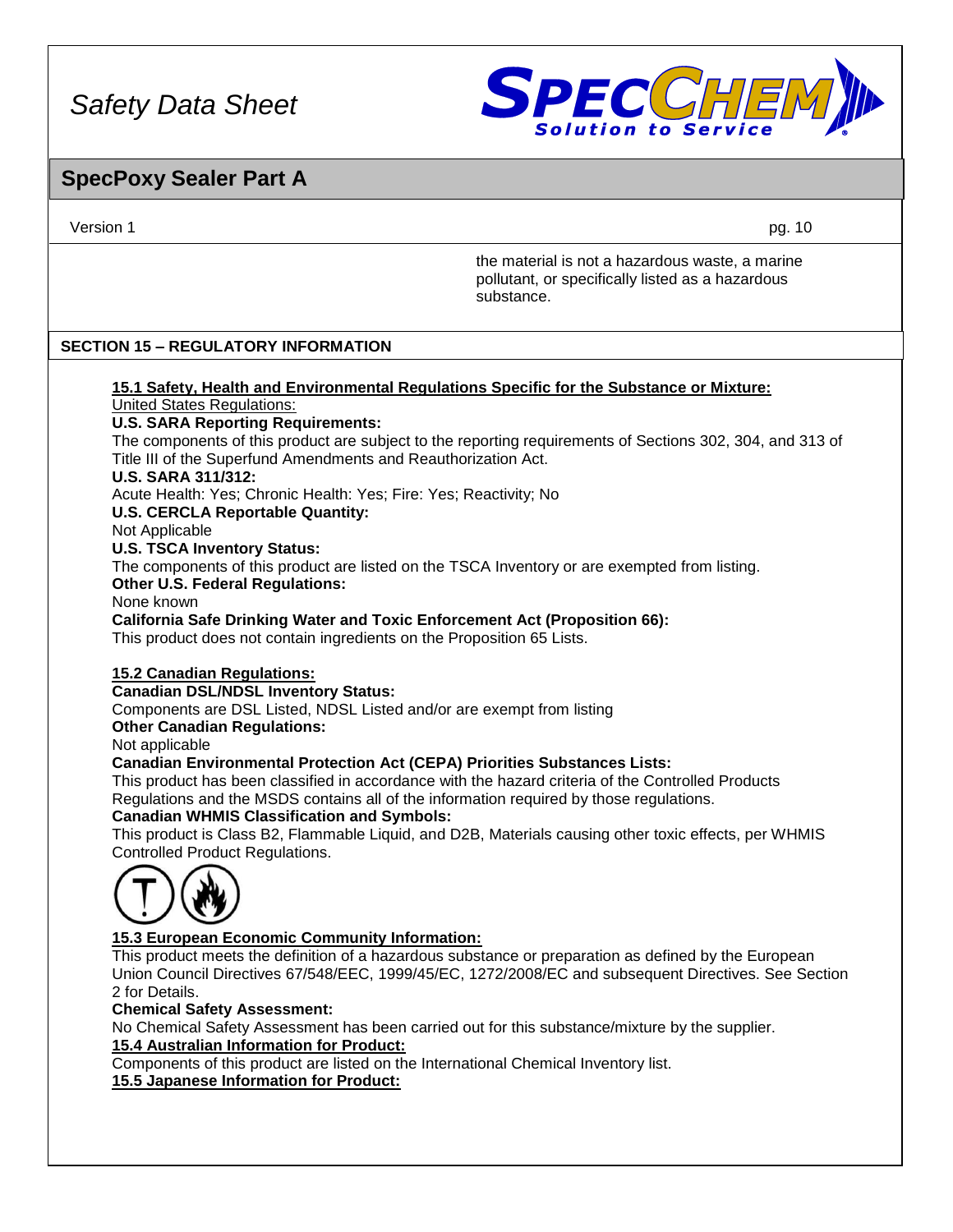the material is not a hazardous waste, a marine pollutant, or specifically listed as a hazardous substance.

## SECTION 15 – REGULATORY INFORMATION

**15.1 Safety, Health and Environmental Regulations Specific for the Substance or Mixture:**

United States Regulations:

**U.S. SARA Reporting Requirements:**
The components of this product are subject to the reporting requirements of Sections 302, 304, and 313 of Title III of the Superfund Amendments and Reauthorization Act.

**U.S. SARA 311/312:**
Acute Health: Yes; Chronic Health: Yes; Fire: Yes; Reactivity; No

**U.S. CERCLA Reportable Quantity:**
Not Applicable

**U.S. TSCA Inventory Status:**
The components of this product are listed on the TSCA Inventory or are exempted from listing.

**Other U.S. Federal Regulations:**
None known

**California Safe Drinking Water and Toxic Enforcement Act (Proposition 66):**
This product does not contain ingredients on the Proposition 65 Lists.

**15.2 Canadian Regulations:**

**Canadian DSL/NDSL Inventory Status:**
Components are DSL Listed, NDSL Listed and/or are exempt from listing

**Other Canadian Regulations:**
Not applicable

**Canadian Environmental Protection Act (CEPA) Priorities Substances Lists:**
This product has been classified in accordance with the hazard criteria of the Controlled Products Regulations and the MSDS contains all of the information required by those regulations.

**Canadian WHMIS Classification and Symbols:**
This product is Class B2, Flammable Liquid, and D2B, Materials causing other toxic effects, per WHMIS Controlled Product Regulations.

**15.3 European Economic Community Information:**

This product meets the definition of a hazardous substance or preparation as defined by the European Union Council Directives 67/548/EEC, 1999/45/EC, 1272/2008/EC and subsequent Directives. See Section 2 for Details.

**Chemical Safety Assessment:**
No Chemical Safety Assessment has been carried out for this substance/mixture by the supplier.

**15.4 Australian Information for Product:**

Components of this product are listed on the International Chemical Inventory list.

**15.5 Japanese Information for Product:**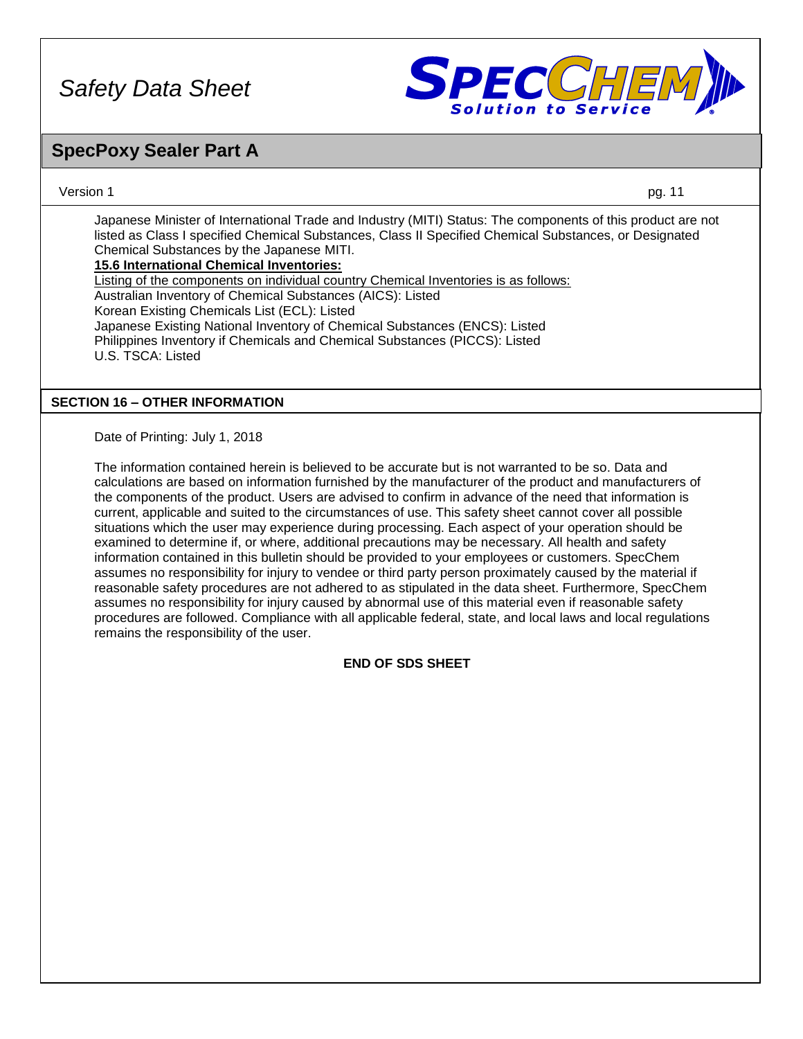Japanese Minister of International Trade and Industry (MITI) Status: The components of this product are not listed as Class I specified Chemical Substances, Class II Specified Chemical Substances, or Designated Chemical Substances by the Japanese MITI.

**15.6 International Chemical Inventories:**

Listing of the components on individual country Chemical Inventories is as follows:

Australian Inventory of Chemical Substances (AICS): Listed
Korean Existing Chemicals List (ECL): Listed
Japanese Existing National Inventory of Chemical Substances (ENCS): Listed
Philippines Inventory if Chemicals and Chemical Substances (PICCS): Listed
U.S. TSCA: Listed

## SECTION 16 – OTHER INFORMATION

Date of Printing: July 1, 2018

The information contained herein is believed to be accurate but is not warranted to be so. Data and calculations are based on information furnished by the manufacturer of the product and manufacturers of the components of the product. Users are advised to confirm in advance of the need that information is current, applicable and suited to the circumstances of use. This safety sheet cannot cover all possible situations which the user may experience during processing. Each aspect of your operation should be examined to determine if, or where, additional precautions may be necessary. All health and safety information contained in this bulletin should be provided to your employees or customers. SpecChem assumes no responsibility for injury to vendee or third party person proximately caused by the material if reasonable safety procedures are not adhered to as stipulated in the data sheet. Furthermore, SpecChem assumes no responsibility for injury caused by abnormal use of this material even if reasonable safety procedures are followed. Compliance with all applicable federal, state, and local laws and local regulations remains the responsibility of the user.

**END OF SDS SHEET**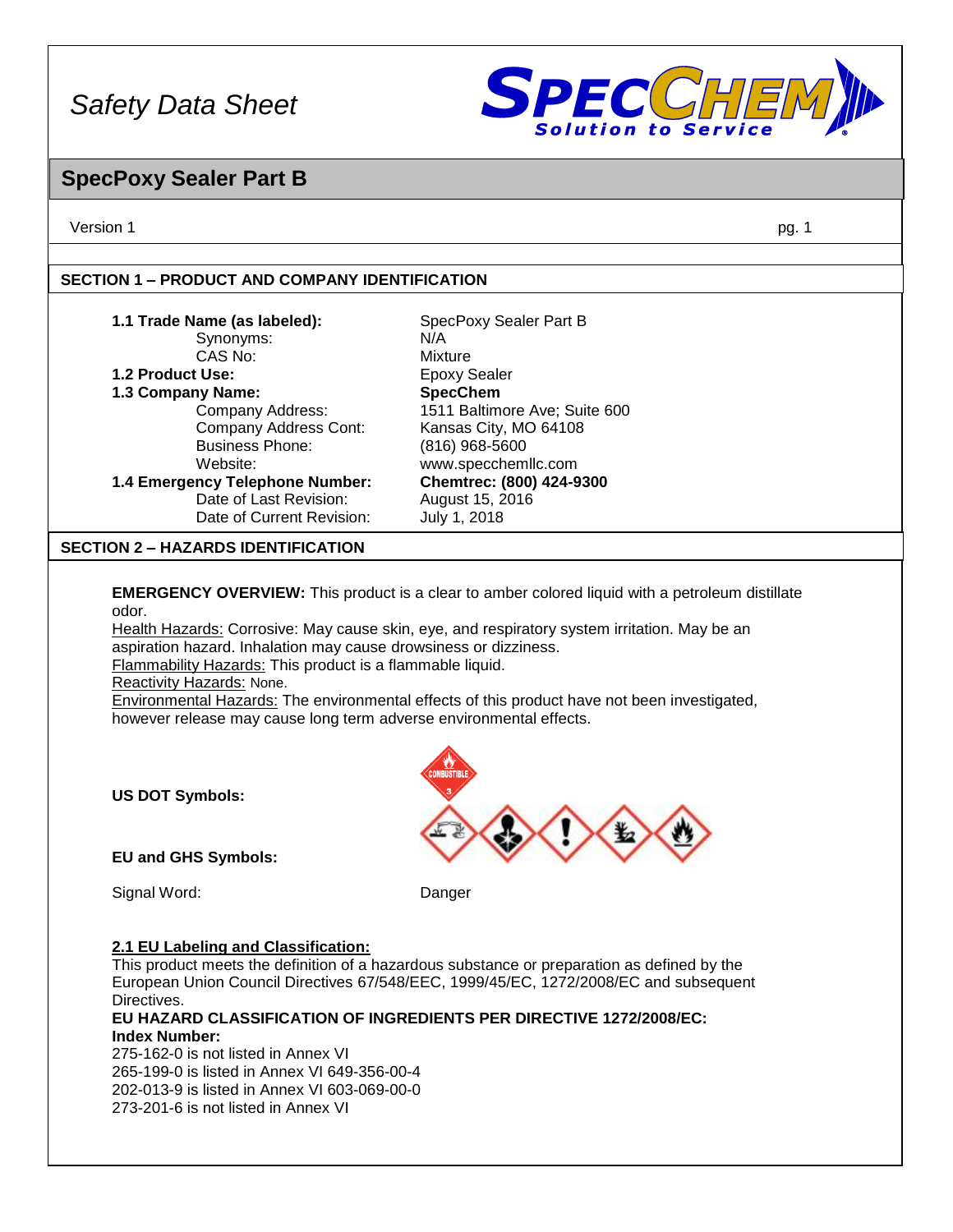# Safety Data Sheet

## SpecPoxy Sealer Part B

Version 1

### SECTION 1 – PRODUCT AND COMPANY IDENTIFICATION

| | |
|---|---|
| **1.1 Trade Name (as labeled):** | SpecPoxy Sealer Part B |
| Synonyms: | N/A |
| CAS No: | Mixture |
| **1.2 Product Use:** | Epoxy Sealer |
| **1.3 Company Name:** | **SpecChem** |
| Company Address: | 1511 Baltimore Ave; Suite 600 |
| Company Address Cont: | Kansas City, MO 64108 |
| Business Phone: | (816) 968-5600 |
| Website: | www.specchemllc.com |
| **1.4 Emergency Telephone Number:** | **Chemtrec: (800) 424-9300** |
| Date of Last Revision: | August 15, 2016 |
| Date of Current Revision: | July 1, 2018 |

### SECTION 2 – HAZARDS IDENTIFICATION

**EMERGENCY OVERVIEW:** This product is a clear to amber colored liquid with a petroleum distillate odor.

Health Hazards: Corrosive: May cause skin, eye, and respiratory system irritation. May be an aspiration hazard. Inhalation may cause drowsiness or dizziness.

Flammability Hazards: This product is a flammable liquid.

Reactivity Hazards: None.

Environmental Hazards: The environmental effects of this product have not been investigated, however release may cause long term adverse environmental effects.

**US DOT Symbols:**

**EU and GHS Symbols:**

Signal Word: Danger

**2.1 EU Labeling and Classification:**

This product meets the definition of a hazardous substance or preparation as defined by the European Union Council Directives 67/548/EEC, 1999/45/EC, 1272/2008/EC and subsequent Directives.

**EU HAZARD CLASSIFICATION OF INGREDIENTS PER DIRECTIVE 1272/2008/EC:**

**Index Number:**

275-162-0 is not listed in Annex VI
265-199-0 is listed in Annex VI 649-356-00-4
202-013-9 is listed in Annex VI 603-069-00-0
273-201-6 is not listed in Annex VI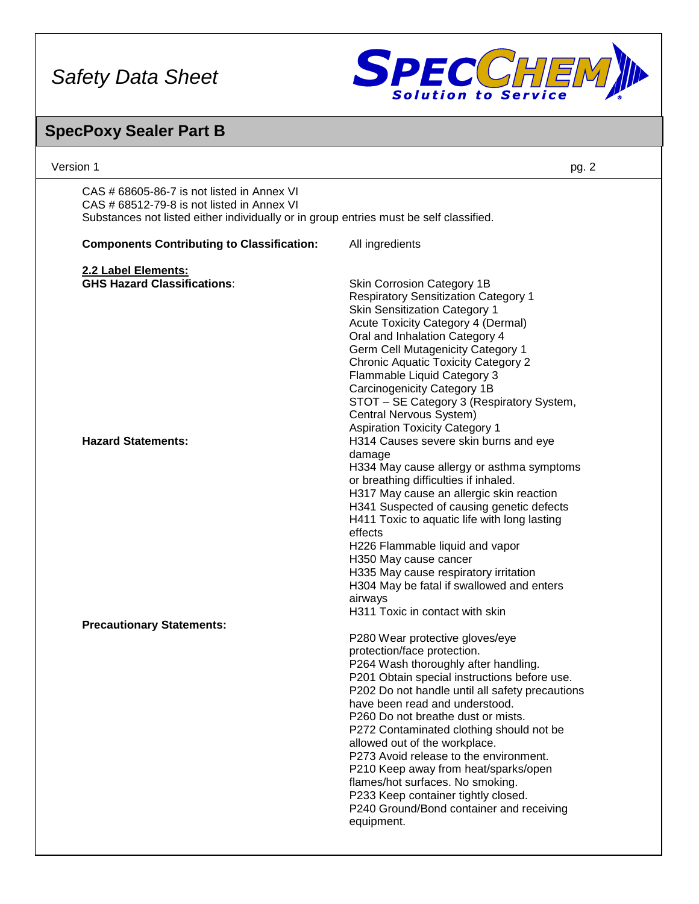CAS # 68605-86-7 is not listed in Annex VI
CAS # 68512-79-8 is not listed in Annex VI
Substances not listed either individually or in group entries must be self classified.

**Components Contributing to Classification:** All ingredients

**2.2 Label Elements:**

**GHS Hazard Classifications**:

Skin Corrosion Category 1B
Respiratory Sensitization Category 1
Skin Sensitization Category 1
Acute Toxicity Category 4 (Dermal)
Oral and Inhalation Category 4
Germ Cell Mutagenicity Category 1
Chronic Aquatic Toxicity Category 2
Flammable Liquid Category 3
Carcinogenicity Category 1B
STOT – SE Category 3 (Respiratory System, Central Nervous System)
Aspiration Toxicity Category 1

**Hazard Statements:**

H314 Causes severe skin burns and eye damage
H334 May cause allergy or asthma symptoms or breathing difficulties if inhaled.
H317 May cause an allergic skin reaction
H341 Suspected of causing genetic defects
H411 Toxic to aquatic life with long lasting effects
H226 Flammable liquid and vapor
H350 May cause cancer
H335 May cause respiratory irritation
H304 May be fatal if swallowed and enters airways
H311 Toxic in contact with skin

**Precautionary Statements:**

P280 Wear protective gloves/eye protection/face protection.
P264 Wash thoroughly after handling.
P201 Obtain special instructions before use.
P202 Do not handle until all safety precautions have been read and understood.
P260 Do not breathe dust or mists.
P272 Contaminated clothing should not be allowed out of the workplace.
P273 Avoid release to the environment.
P210 Keep away from heat/sparks/open flames/hot surfaces. No smoking.
P233 Keep container tightly closed.
P240 Ground/Bond container and receiving equipment.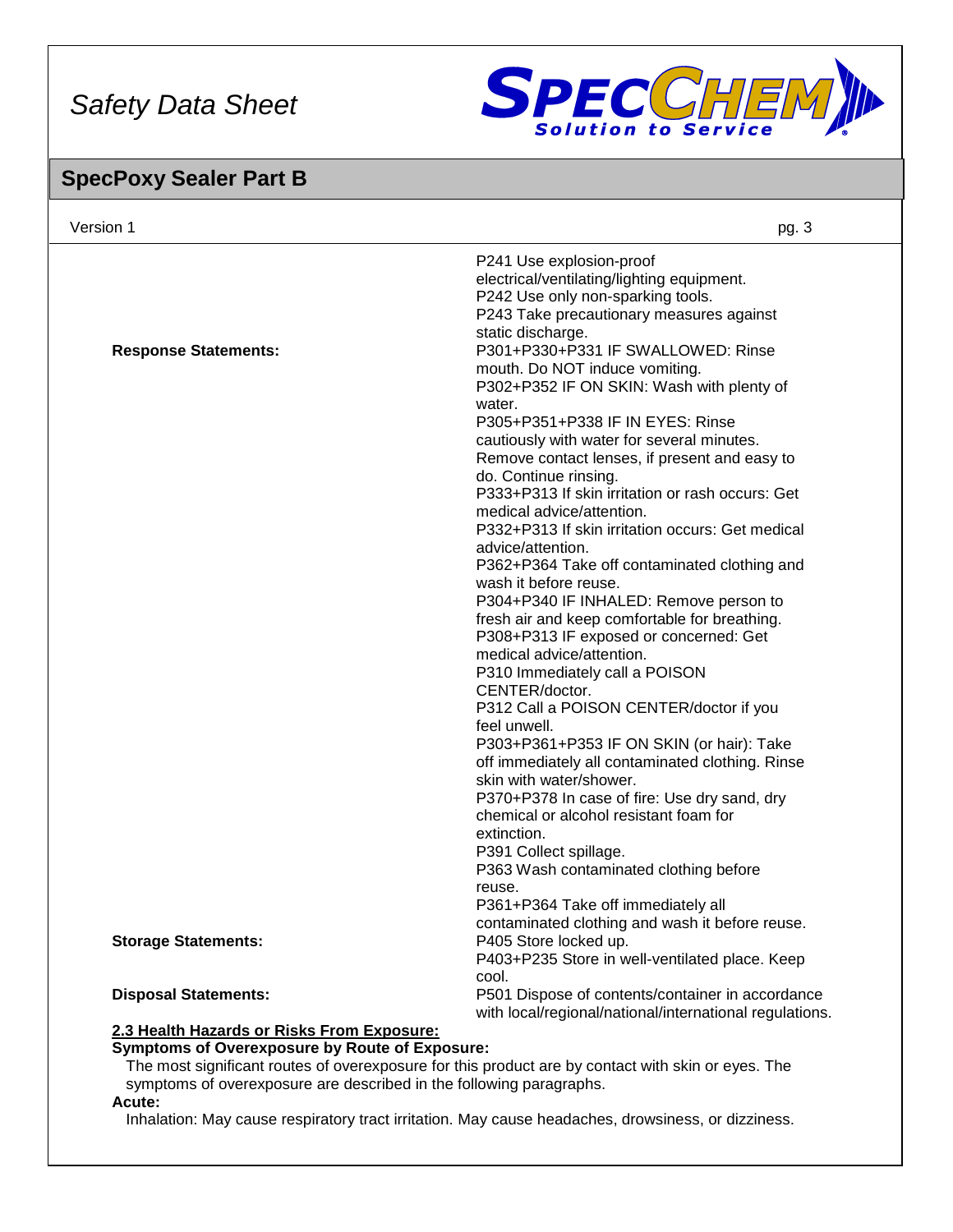| | |
|---|---|
| | P241 Use explosion-proof electrical/ventilating/lighting equipment.<br>P242 Use only non-sparking tools.<br>P243 Take precautionary measures against static discharge. |
| **Response Statements:** | P301+P330+P331 IF SWALLOWED: Rinse mouth. Do NOT induce vomiting.<br>P302+P352 IF ON SKIN: Wash with plenty of water.<br>P305+P351+P338 IF IN EYES: Rinse cautiously with water for several minutes. Remove contact lenses, if present and easy to do. Continue rinsing.<br>P333+P313 If skin irritation or rash occurs: Get medical advice/attention.<br>P332+P313 If skin irritation occurs: Get medical advice/attention.<br>P362+P364 Take off contaminated clothing and wash it before reuse.<br>P304+P340 IF INHALED: Remove person to fresh air and keep comfortable for breathing.<br>P308+P313 IF exposed or concerned: Get medical advice/attention.<br>P310 Immediately call a POISON CENTER/doctor.<br>P312 Call a POISON CENTER/doctor if you feel unwell.<br>P303+P361+P353 IF ON SKIN (or hair): Take off immediately all contaminated clothing. Rinse skin with water/shower.<br>P370+P378 In case of fire: Use dry sand, dry chemical or alcohol resistant foam for extinction.<br>P391 Collect spillage.<br>P363 Wash contaminated clothing before reuse.<br>P361+P364 Take off immediately all contaminated clothing and wash it before reuse. |
| **Storage Statements:** | P405 Store locked up.<br>P403+P235 Store in well-ventilated place. Keep cool. |
| **Disposal Statements:** | P501 Dispose of contents/container in accordance with local/regional/national/international regulations. |

**2.3 Health Hazards or Risks From Exposure:**

**Symptoms of Overexposure by Route of Exposure:**

The most significant routes of overexposure for this product are by contact with skin or eyes. The symptoms of overexposure are described in the following paragraphs.

**Acute:**

Inhalation: May cause respiratory tract irritation. May cause headaches, drowsiness, or dizziness.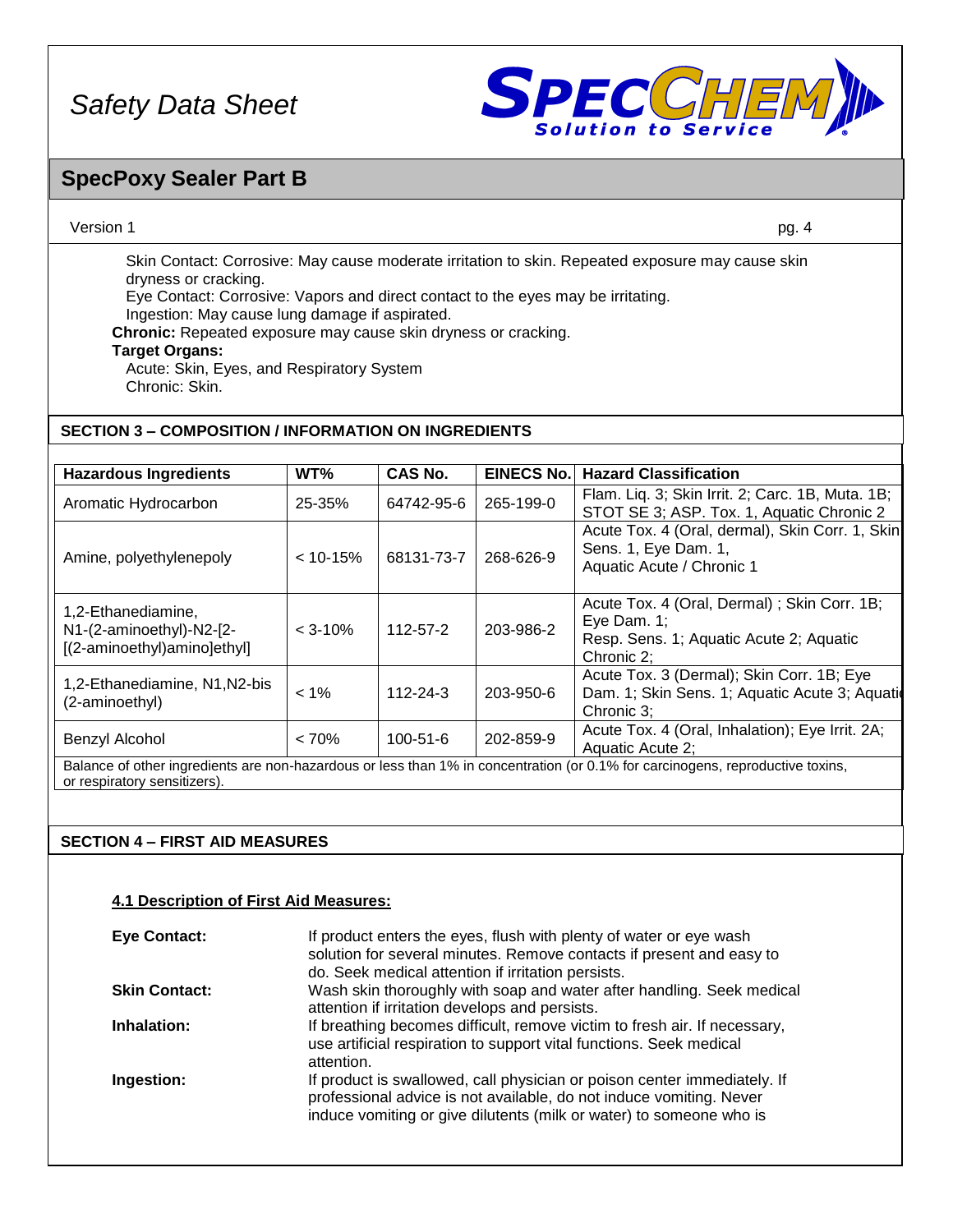Skin Contact: Corrosive: May cause moderate irritation to skin. Repeated exposure may cause skin dryness or cracking.
Eye Contact: Corrosive: Vapors and direct contact to the eyes may be irritating.
Ingestion: May cause lung damage if aspirated.

**Chronic:** Repeated exposure may cause skin dryness or cracking.

**Target Organs:**
Acute: Skin, Eyes, and Respiratory System
Chronic: Skin.

## SECTION 3 – COMPOSITION / INFORMATION ON INGREDIENTS

| Hazardous Ingredients | WT% | CAS No. | EINECS No. | Hazard Classification |
|---|---|---|---|---|
| Aromatic Hydrocarbon | 25-35% | 64742-95-6 | 265-199-0 | Flam. Liq. 3; Skin Irrit. 2; Carc. 1B, Muta. 1B; STOT SE 3; ASP. Tox. 1, Aquatic Chronic 2 |
| Amine, polyethylenepoly | < 10-15% | 68131-73-7 | 268-626-9 | Acute Tox. 4 (Oral, dermal), Skin Corr. 1, Skin Sens. 1, Eye Dam. 1, Aquatic Acute / Chronic 1 |
| 1,2-Ethanediamine, N1-(2-aminoethyl)-N2-[2-[(2-aminoethyl)amino]ethyl] | < 3-10% | 112-57-2 | 203-986-2 | Acute Tox. 4 (Oral, Dermal) ; Skin Corr. 1B; Eye Dam. 1; Resp. Sens. 1; Aquatic Acute 2; Aquatic Chronic 2; |
| 1,2-Ethanediamine, N1,N2-bis (2-aminoethyl) | < 1% | 112-24-3 | 203-950-6 | Acute Tox. 3 (Dermal); Skin Corr. 1B; Eye Dam. 1; Skin Sens. 1; Aquatic Acute 3; Aquatic Chronic 3; |
| Benzyl Alcohol | < 70% | 100-51-6 | 202-859-9 | Acute Tox. 4 (Oral, Inhalation); Eye Irrit. 2A; Aquatic Acute 2; |

Balance of other ingredients are non-hazardous or less than 1% in concentration (or 0.1% for carcinogens, reproductive toxins, or respiratory sensitizers).

## SECTION 4 – FIRST AID MEASURES

**4.1 Description of First Aid Measures:**

**Eye Contact:** If product enters the eyes, flush with plenty of water or eye wash solution for several minutes. Remove contacts if present and easy to do. Seek medical attention if irritation persists.

**Skin Contact:** Wash skin thoroughly with soap and water after handling. Seek medical attention if irritation develops and persists.

**Inhalation:** If breathing becomes difficult, remove victim to fresh air. If necessary, use artificial respiration to support vital functions. Seek medical attention.

**Ingestion:** If product is swallowed, call physician or poison center immediately. If professional advice is not available, do not induce vomiting. Never induce vomiting or give dilutents (milk or water) to someone who is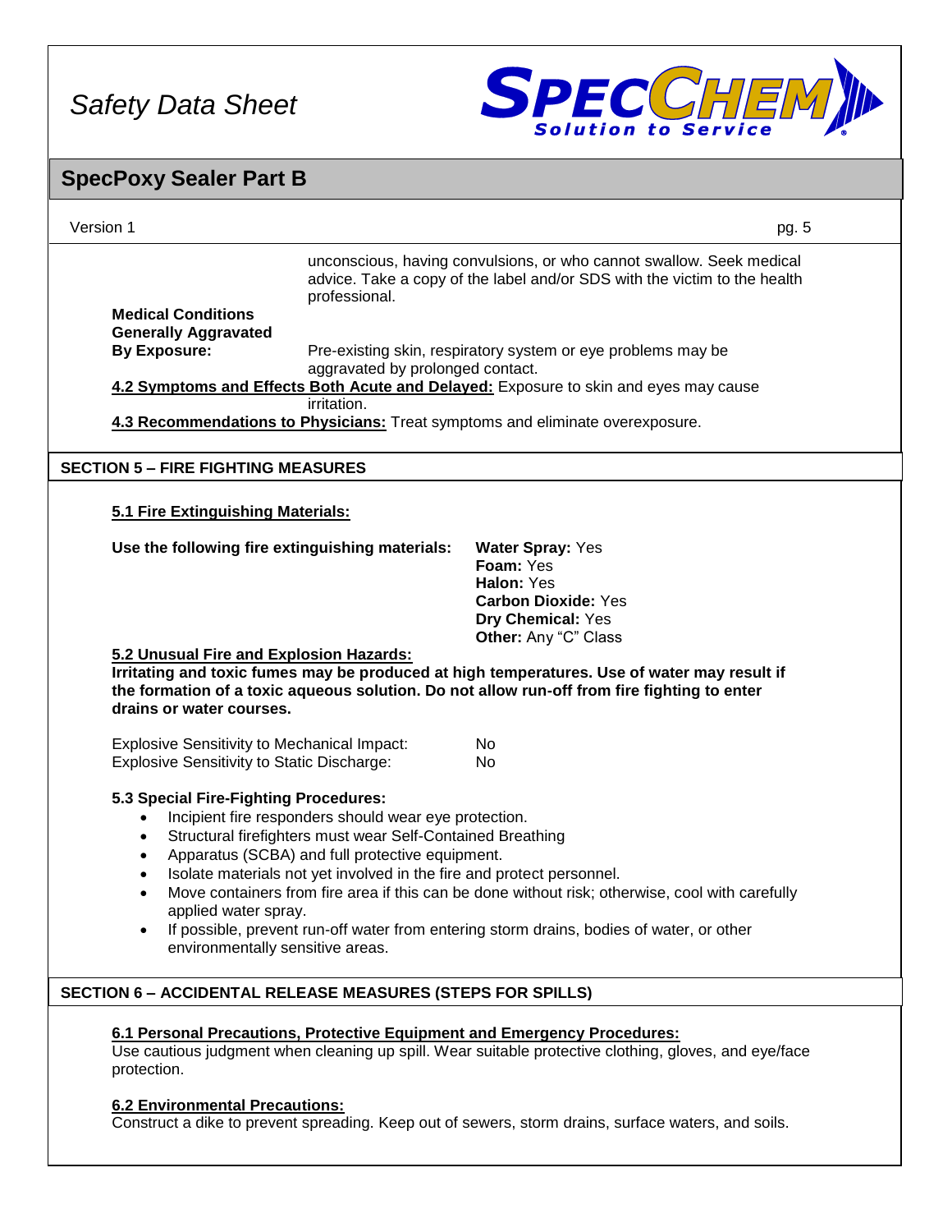unconscious, having convulsions, or who cannot swallow. Seek medical advice. Take a copy of the label and/or SDS with the victim to the health professional.

**Medical Conditions Generally Aggravated By Exposure:** Pre-existing skin, respiratory system or eye problems may be aggravated by prolonged contact.

**4.2 Symptoms and Effects Both Acute and Delayed:** Exposure to skin and eyes may cause irritation.

**4.3 Recommendations to Physicians:** Treat symptoms and eliminate overexposure.

## SECTION 5 – FIRE FIGHTING MEASURES

**5.1 Fire Extinguishing Materials:**

**Use the following fire extinguishing materials:**

- **Water Spray:** Yes
- **Foam:** Yes
- **Halon:** Yes
- **Carbon Dioxide:** Yes
- **Dry Chemical:** Yes
- **Other:** Any "C" Class

**5.2 Unusual Fire and Explosion Hazards:**

**Irritating and toxic fumes may be produced at high temperatures. Use of water may result if the formation of a toxic aqueous solution. Do not allow run-off from fire fighting to enter drains or water courses.**

| | |
|---|---|
| Explosive Sensitivity to Mechanical Impact: | No |
| Explosive Sensitivity to Static Discharge: | No |

**5.3 Special Fire-Fighting Procedures:**

- Incipient fire responders should wear eye protection.
- Structural firefighters must wear Self-Contained Breathing
- Apparatus (SCBA) and full protective equipment.
- Isolate materials not yet involved in the fire and protect personnel.
- Move containers from fire area if this can be done without risk; otherwise, cool with carefully applied water spray.
- If possible, prevent run-off water from entering storm drains, bodies of water, or other environmentally sensitive areas.

## SECTION 6 – ACCIDENTAL RELEASE MEASURES (STEPS FOR SPILLS)

**6.1 Personal Precautions, Protective Equipment and Emergency Procedures:**
Use cautious judgment when cleaning up spill. Wear suitable protective clothing, gloves, and eye/face protection.

**6.2 Environmental Precautions:**
Construct a dike to prevent spreading. Keep out of sewers, storm drains, surface waters, and soils.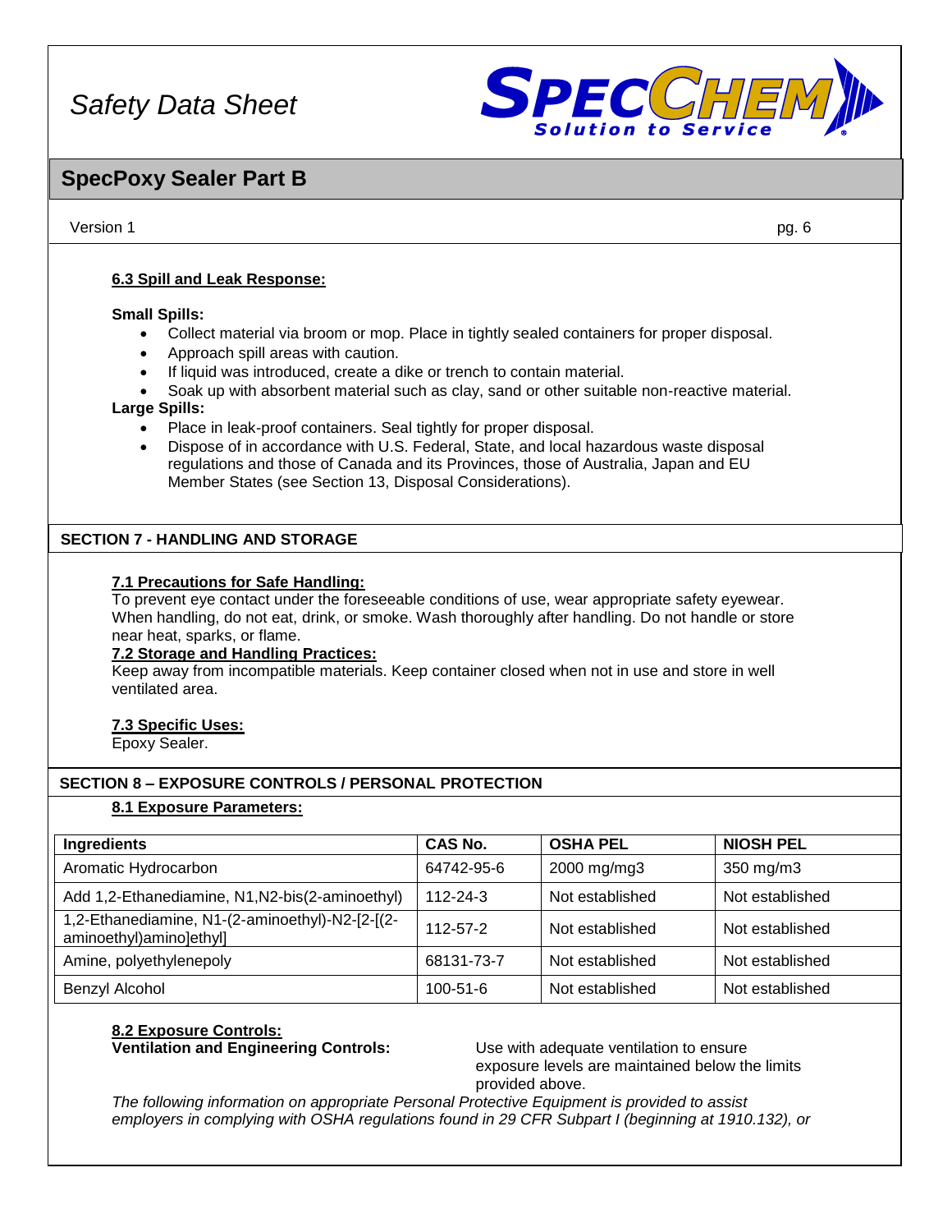### 6.3 Spill and Leak Response:

**Small Spills:**

- Collect material via broom or mop. Place in tightly sealed containers for proper disposal.
- Approach spill areas with caution.
- If liquid was introduced, create a dike or trench to contain material.
- Soak up with absorbent material such as clay, sand or other suitable non-reactive material.

**Large Spills:**

- Place in leak-proof containers. Seal tightly for proper disposal.
- Dispose of in accordance with U.S. Federal, State, and local hazardous waste disposal regulations and those of Canada and its Provinces, those of Australia, Japan and EU Member States (see Section 13, Disposal Considerations).

## SECTION 7 - HANDLING AND STORAGE

### 7.1 Precautions for Safe Handling:

To prevent eye contact under the foreseeable conditions of use, wear appropriate safety eyewear. When handling, do not eat, drink, or smoke. Wash thoroughly after handling. Do not handle or store near heat, sparks, or flame.

### 7.2 Storage and Handling Practices:

Keep away from incompatible materials. Keep container closed when not in use and store in well ventilated area.

### 7.3 Specific Uses:

Epoxy Sealer.

## SECTION 8 – EXPOSURE CONTROLS / PERSONAL PROTECTION

### 8.1 Exposure Parameters:

| Ingredients | CAS No. | OSHA PEL | NIOSH PEL |
|---|---|---|---|
| Aromatic Hydrocarbon | 64742-95-6 | 2000 mg/mg3 | 350 mg/m3 |
| Add 1,2-Ethanediamine, N1,N2-bis(2-aminoethyl) | 112-24-3 | Not established | Not established |
| 1,2-Ethanediamine, N1-(2-aminoethyl)-N2-[2-[(2-aminoethyl)amino]ethyl] | 112-57-2 | Not established | Not established |
| Amine, polyethylenepoly | 68131-73-7 | Not established | Not established |
| Benzyl Alcohol | 100-51-6 | Not established | Not established |

### 8.2 Exposure Controls:

**Ventilation and Engineering Controls:** Use with adequate ventilation to ensure exposure levels are maintained below the limits provided above.

*The following information on appropriate Personal Protective Equipment is provided to assist employers in complying with OSHA regulations found in 29 CFR Subpart I (beginning at 1910.132), or*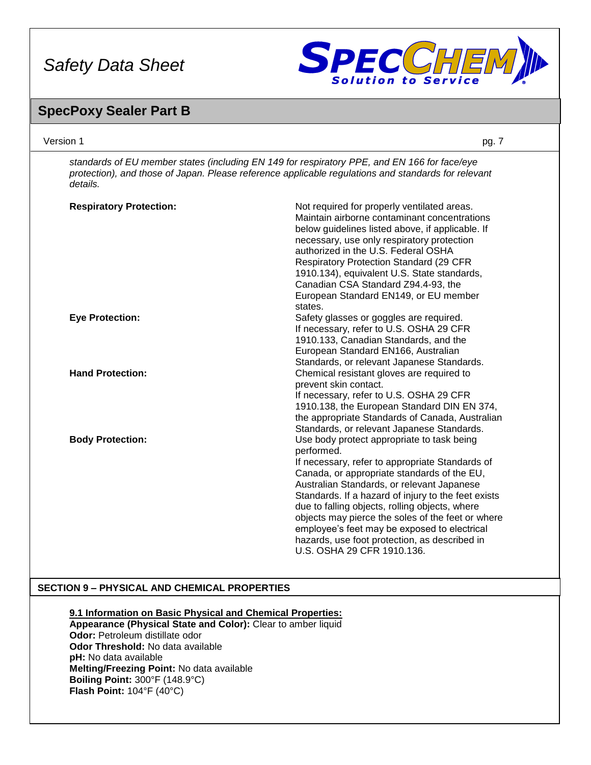*standards of EU member states (including EN 149 for respiratory PPE, and EN 166 for face/eye protection), and those of Japan. Please reference applicable regulations and standards for relevant details.*

**Respiratory Protection:** Not required for properly ventilated areas. Maintain airborne contaminant concentrations below guidelines listed above, if applicable. If necessary, use only respiratory protection authorized in the U.S. Federal OSHA Respiratory Protection Standard (29 CFR 1910.134), equivalent U.S. State standards, Canadian CSA Standard Z94.4-93, the European Standard EN149, or EU member states.

**Eye Protection:** Safety glasses or goggles are required. If necessary, refer to U.S. OSHA 29 CFR 1910.133, Canadian Standards, and the European Standard EN166, Australian Standards, or relevant Japanese Standards.

**Hand Protection:** Chemical resistant gloves are required to prevent skin contact. If necessary, refer to U.S. OSHA 29 CFR 1910.138, the European Standard DIN EN 374, the appropriate Standards of Canada, Australian Standards, or relevant Japanese Standards.

**Body Protection:** Use body protect appropriate to task being performed. If necessary, refer to appropriate Standards of Canada, or appropriate standards of the EU, Australian Standards, or relevant Japanese Standards. If a hazard of injury to the feet exists due to falling objects, rolling objects, where objects may pierce the soles of the feet or where employee's feet may be exposed to electrical hazards, use foot protection, as described in U.S. OSHA 29 CFR 1910.136.

## SECTION 9 – PHYSICAL AND CHEMICAL PROPERTIES

**9.1 Information on Basic Physical and Chemical Properties:**
**Appearance (Physical State and Color):** Clear to amber liquid
**Odor:** Petroleum distillate odor
**Odor Threshold:** No data available
**pH:** No data available
**Melting/Freezing Point:** No data available
**Boiling Point:** 300°F (148.9°C)
**Flash Point:** 104°F (40°C)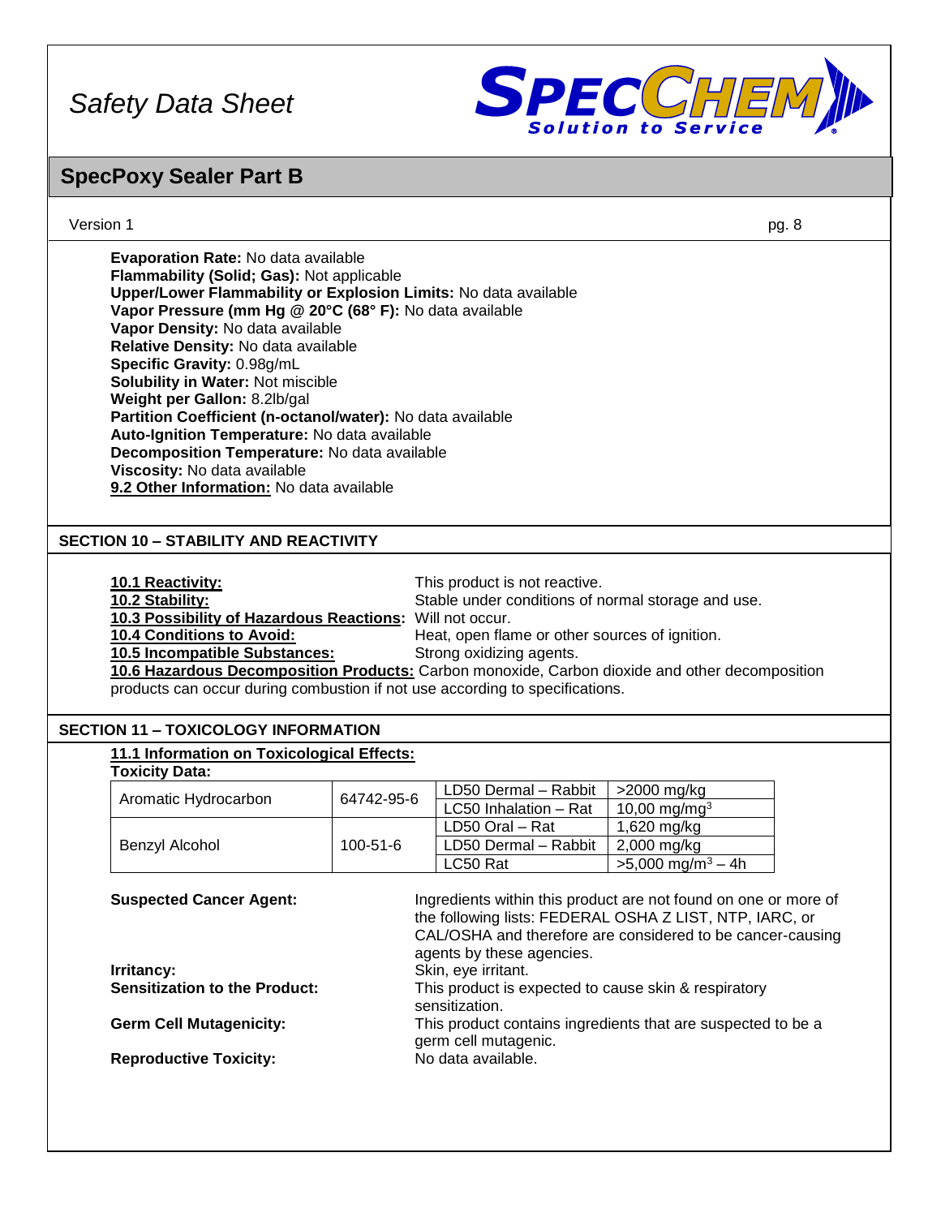**Evaporation Rate:** No data available
**Flammability (Solid; Gas):** Not applicable
**Upper/Lower Flammability or Explosion Limits:** No data available
**Vapor Pressure (mm Hg @ 20°C (68° F):** No data available
**Vapor Density:** No data available
**Relative Density:** No data available
**Specific Gravity:** 0.98g/mL
**Solubility in Water:** Not miscible
**Weight per Gallon:** 8.2lb/gal
**Partition Coefficient (n-octanol/water):** No data available
**Auto-Ignition Temperature:** No data available
**Decomposition Temperature:** No data available
**Viscosity:** No data available
**9.2 Other Information:** No data available

## SECTION 10 – STABILITY AND REACTIVITY

**10.1 Reactivity:** This product is not reactive.
**10.2 Stability:** Stable under conditions of normal storage and use.
**10.3 Possibility of Hazardous Reactions:** Will not occur.
**10.4 Conditions to Avoid:** Heat, open flame or other sources of ignition.
**10.5 Incompatible Substances:** Strong oxidizing agents.
**10.6 Hazardous Decomposition Products:** Carbon monoxide, Carbon dioxide and other decomposition products can occur during combustion if not use according to specifications.

## SECTION 11 – TOXICOLOGY INFORMATION

**11.1 Information on Toxicological Effects:**
**Toxicity Data:**

| | | | |
|---|---|---|---|
| Aromatic Hydrocarbon | 64742-95-6 | LD50 Dermal – Rabbit | >2000 mg/kg |
| | | LC50 Inhalation – Rat | 10,00 mg/mg$^3$ |
| Benzyl Alcohol | 100-51-6 | LD50 Oral – Rat | 1,620 mg/kg |
| | | LD50 Dermal – Rabbit | 2,000 mg/kg |
| | | LC50 Rat | >5,000 mg/m$^3$ – 4h |

**Suspected Cancer Agent:** Ingredients within this product are not found on one or more of the following lists: FEDERAL OSHA Z LIST, NTP, IARC, or CAL/OSHA and therefore are considered to be cancer-causing agents by these agencies.

**Irritancy:** Skin, eye irritant.

**Sensitization to the Product:** This product is expected to cause skin & respiratory sensitization.

**Germ Cell Mutagenicity:** This product contains ingredients that are suspected to be a germ cell mutagenic.

**Reproductive Toxicity:** No data available.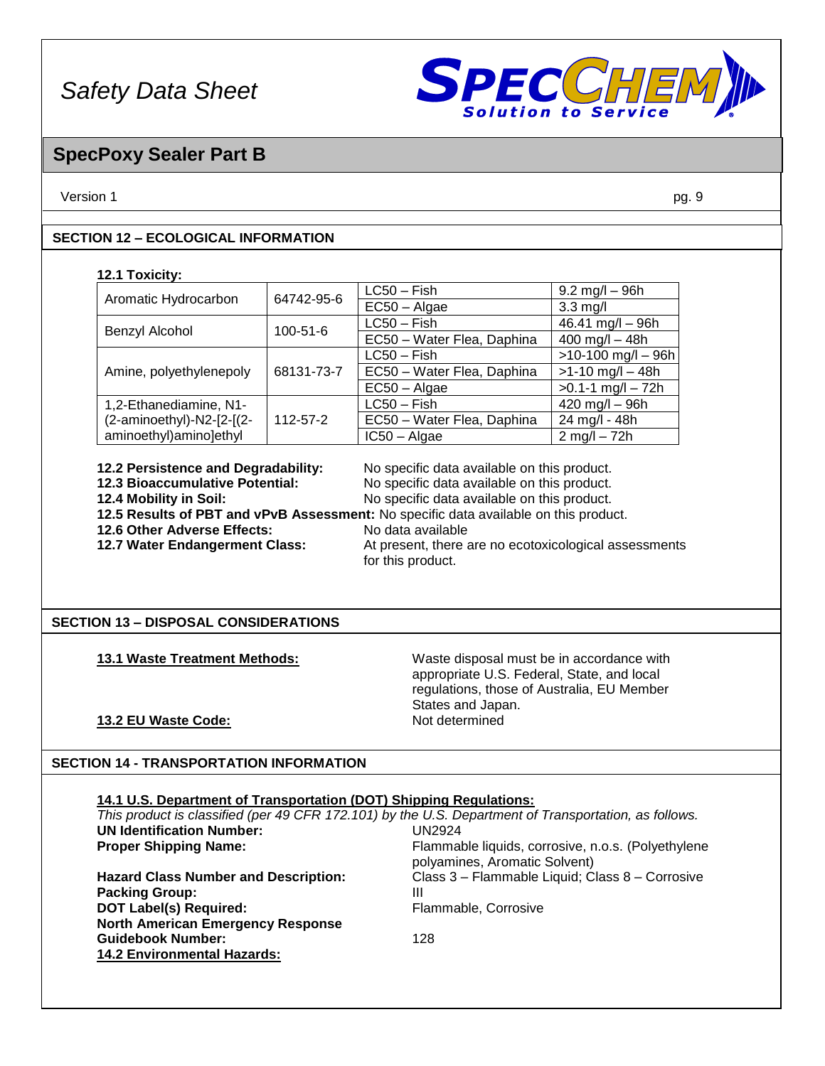# Safety Data Sheet

## SpecPoxy Sealer Part B

Version 1

## SECTION 12 – ECOLOGICAL INFORMATION

**12.1 Toxicity:**

| | | | |
|---|---|---|---|
| Aromatic Hydrocarbon | 64742-95-6 | LC50 – Fish | 9.2 mg/l – 96h |
| | | EC50 – Algae | 3.3 mg/l |
| Benzyl Alcohol | 100-51-6 | LC50 – Fish | 46.41 mg/l – 96h |
| | | EC50 – Water Flea, Daphina | 400 mg/l – 48h |
| Amine, polyethylenepoly | 68131-73-7 | LC50 – Fish | >10-100 mg/l – 96h |
| | | EC50 – Water Flea, Daphina | >1-10 mg/l – 48h |
| | | EC50 – Algae | >0.1-1 mg/l – 72h |
| 1,2-Ethanediamine, N1-(2-aminoethyl)-N2-[2-[(2-aminoethyl)amino]ethyl | 112-57-2 | LC50 – Fish | 420 mg/l – 96h |
| | | EC50 – Water Flea, Daphina | 24 mg/l - 48h |
| | | IC50 – Algae | 2 mg/l – 72h |

**12.2 Persistence and Degradability:** No specific data available on this product.
**12.3 Bioaccumulative Potential:** No specific data available on this product.
**12.4 Mobility in Soil:** No specific data available on this product.
**12.5 Results of PBT and vPvB Assessment:** No specific data available on this product.
**12.6 Other Adverse Effects:** No data available
**12.7 Water Endangerment Class:** At present, there are no ecotoxicological assessments for this product.

## SECTION 13 – DISPOSAL CONSIDERATIONS

**13.1 Waste Treatment Methods:** Waste disposal must be in accordance with appropriate U.S. Federal, State, and local regulations, those of Australia, EU Member States and Japan.

**13.2 EU Waste Code:** Not determined

## SECTION 14 - TRANSPORTATION INFORMATION

**14.1 U.S. Department of Transportation (DOT) Shipping Regulations:**

*This product is classified (per 49 CFR 172.101) by the U.S. Department of Transportation, as follows.*

**UN Identification Number:** UN2924
**Proper Shipping Name:** Flammable liquids, corrosive, n.o.s. (Polyethylene polyamines, Aromatic Solvent)
**Hazard Class Number and Description:** Class 3 – Flammable Liquid; Class 8 – Corrosive
**Packing Group:** III
**DOT Label(s) Required:** Flammable, Corrosive
**North American Emergency Response Guidebook Number:** 128

**14.2 Environmental Hazards:**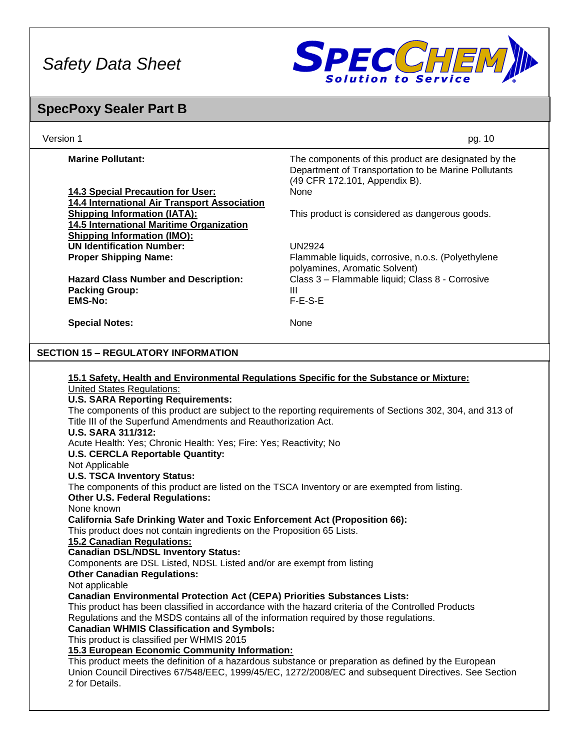**Marine Pollutant:** The components of this product are designated by the Department of Transportation to be Marine Pollutants (49 CFR 172.101, Appendix B).

**14.3 Special Precaution for User:** None

**14.4 International Air Transport Association Shipping Information (IATA):** This product is considered as dangerous goods.

**14.5 International Maritime Organization Shipping Information (IMO):**

**UN Identification Number:** UN2924

**Proper Shipping Name:** Flammable liquids, corrosive, n.o.s. (Polyethylene polyamines, Aromatic Solvent)

**Hazard Class Number and Description:** Class 3 – Flammable liquid; Class 8 - Corrosive

**Packing Group:** III

**EMS-No:** F-E-S-E

**Special Notes:** None

## SECTION 15 – REGULATORY INFORMATION

**15.1 Safety, Health and Environmental Regulations Specific for the Substance or Mixture:**

United States Regulations:

**U.S. SARA Reporting Requirements:**

The components of this product are subject to the reporting requirements of Sections 302, 304, and 313 of Title III of the Superfund Amendments and Reauthorization Act.

**U.S. SARA 311/312:**

Acute Health: Yes; Chronic Health: Yes; Fire: Yes; Reactivity; No

**U.S. CERCLA Reportable Quantity:**

Not Applicable

**U.S. TSCA Inventory Status:**

The components of this product are listed on the TSCA Inventory or are exempted from listing.

**Other U.S. Federal Regulations:**

None known

**California Safe Drinking Water and Toxic Enforcement Act (Proposition 66):**

This product does not contain ingredients on the Proposition 65 Lists.

**15.2 Canadian Regulations:**

**Canadian DSL/NDSL Inventory Status:**

Components are DSL Listed, NDSL Listed and/or are exempt from listing

**Other Canadian Regulations:**

Not applicable

**Canadian Environmental Protection Act (CEPA) Priorities Substances Lists:**

This product has been classified in accordance with the hazard criteria of the Controlled Products Regulations and the MSDS contains all of the information required by those regulations.

**Canadian WHMIS Classification and Symbols:**

This product is classified per WHMIS 2015

**15.3 European Economic Community Information:**

This product meets the definition of a hazardous substance or preparation as defined by the European Union Council Directives 67/548/EEC, 1999/45/EC, 1272/2008/EC and subsequent Directives. See Section 2 for Details.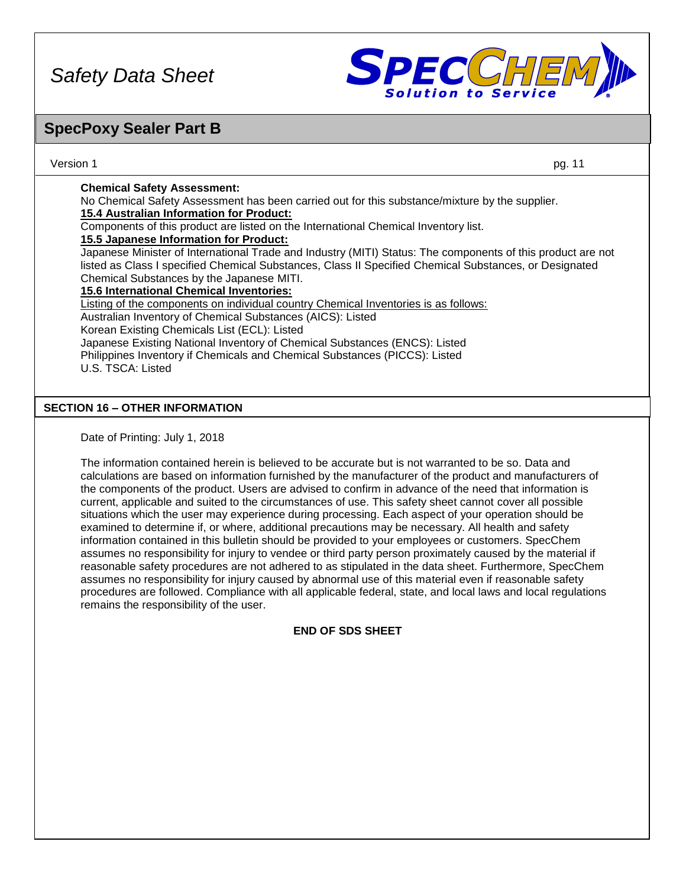**Chemical Safety Assessment:**
No Chemical Safety Assessment has been carried out for this substance/mixture by the supplier.

**15.4 Australian Information for Product:**

Components of this product are listed on the International Chemical Inventory list.

**15.5 Japanese Information for Product:**

Japanese Minister of International Trade and Industry (MITI) Status: The components of this product are not listed as Class I specified Chemical Substances, Class II Specified Chemical Substances, or Designated Chemical Substances by the Japanese MITI.

**15.6 International Chemical Inventories:**

Listing of the components on individual country Chemical Inventories is as follows:
Australian Inventory of Chemical Substances (AICS): Listed
Korean Existing Chemicals List (ECL): Listed
Japanese Existing National Inventory of Chemical Substances (ENCS): Listed
Philippines Inventory if Chemicals and Chemical Substances (PICCS): Listed
U.S. TSCA: Listed

## SECTION 16 – OTHER INFORMATION

Date of Printing: July 1, 2018

The information contained herein is believed to be accurate but is not warranted to be so. Data and calculations are based on information furnished by the manufacturer of the product and manufacturers of the components of the product. Users are advised to confirm in advance of the need that information is current, applicable and suited to the circumstances of use. This safety sheet cannot cover all possible situations which the user may experience during processing. Each aspect of your operation should be examined to determine if, or where, additional precautions may be necessary. All health and safety information contained in this bulletin should be provided to your employees or customers. SpecChem assumes no responsibility for injury to vendee or third party person proximately caused by the material if reasonable safety procedures are not adhered to as stipulated in the data sheet. Furthermore, SpecChem assumes no responsibility for injury caused by abnormal use of this material even if reasonable safety procedures are followed. Compliance with all applicable federal, state, and local laws and local regulations remains the responsibility of the user.

**END OF SDS SHEET**